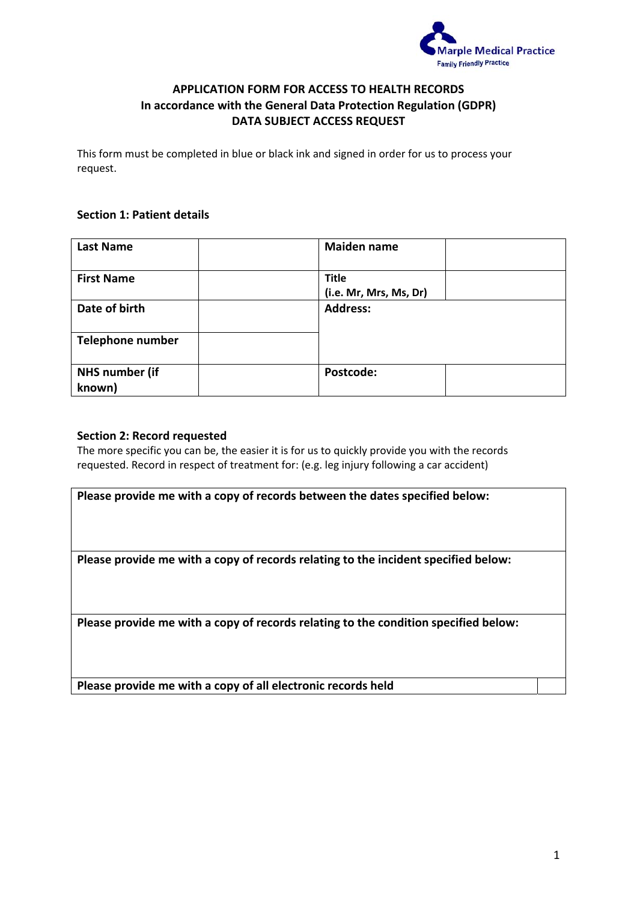Marple Medical Practice
Family Friendly Practice

# APPLICATION FORM FOR ACCESS TO HEALTH RECORDS
## In accordance with the General Data Protection Regulation (GDPR)
## DATA SUBJECT ACCESS REQUEST

This form must be completed in blue or black ink and signed in order for us to process your request.

### Section 1: Patient details

| **Last Name** | | **Maiden name** | |
|---|---|---|---|
| **First Name** | | **Title (i.e. Mr, Mrs, Ms, Dr)** | |
| **Date of birth** | | **Address:** | |
| **Telephone number** | | | |
| **NHS number (if known)** | | **Postcode:** | |

### Section 2: Record requested

The more specific you can be, the easier it is for us to quickly provide you with the records requested. Record in respect of treatment for: (e.g. leg injury following a car accident)

| **Please provide me with a copy of records between the dates specified below:** | |
|---|---|
| **Please provide me with a copy of records relating to the incident specified below:** | |
| **Please provide me with a copy of records relating to the condition specified below:** | |
| **Please provide me with a copy of all electronic records held** | |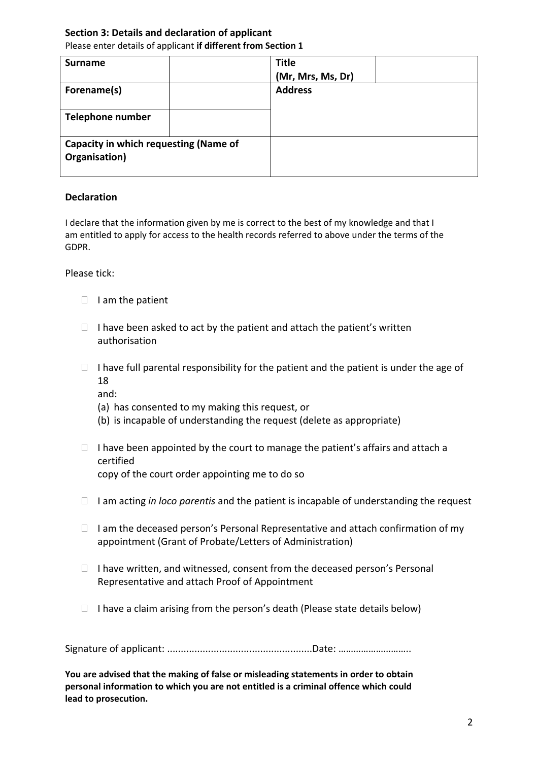### Section 3: Details and declaration of applicant

Please enter details of applicant **if different from Section 1**

| **Surname** | | **Title (Mr, Mrs, Ms, Dr)** | |
|---|---|---|---|
| **Forename(s)** | | **Address** | |
| **Telephone number** | | | |
| **Capacity in which requesting (Name of Organisation)** | | | |

**Declaration**

I declare that the information given by me is correct to the best of my knowledge and that I am entitled to apply for access to the health records referred to above under the terms of the GDPR.

Please tick:

- ☐ I am the patient
- ☐ I have been asked to act by the patient and attach the patient's written authorisation
- ☐ I have full parental responsibility for the patient and the patient is under the age of 18
  and:
  (a) has consented to my making this request, or
  (b) is incapable of understanding the request (delete as appropriate)
- ☐ I have been appointed by the court to manage the patient's affairs and attach a certified
  copy of the court order appointing me to do so
- ☐ I am acting *in loco parentis* and the patient is incapable of understanding the request
- ☐ I am the deceased person's Personal Representative and attach confirmation of my appointment (Grant of Probate/Letters of Administration)
- ☐ I have written, and witnessed, consent from the deceased person's Personal Representative and attach Proof of Appointment
- ☐ I have a claim arising from the person's death (Please state details below)

Signature of applicant: .....................................................Date: ………………………..

**You are advised that the making of false or misleading statements in order to obtain personal information to which you are not entitled is a criminal offence which could lead to prosecution.**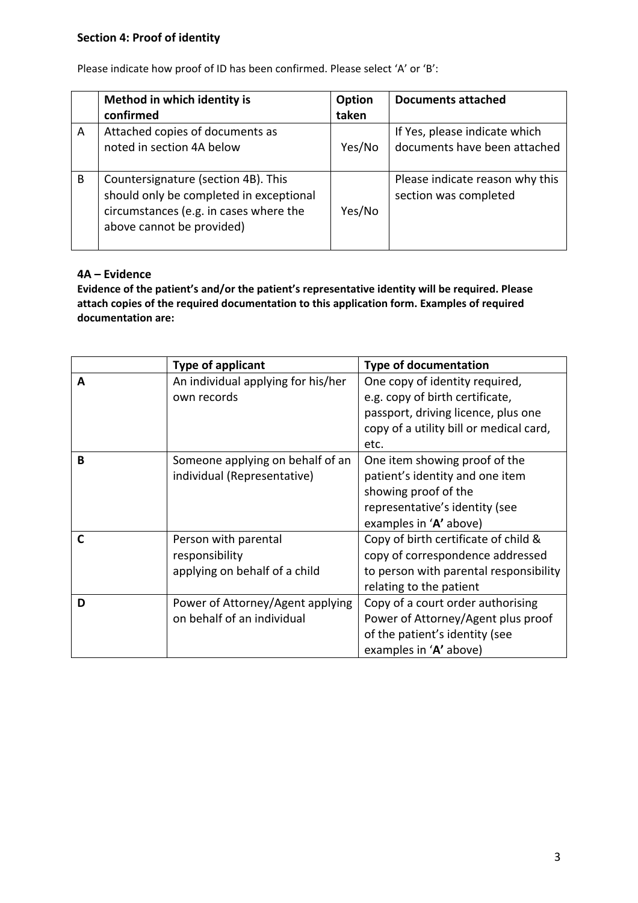### Section 4: Proof of identity

Please indicate how proof of ID has been confirmed. Please select 'A' or 'B':

| | **Method in which identity is confirmed** | **Option taken** | **Documents attached** |
|---|---|---|---|
| A | Attached copies of documents as noted in section 4A below | Yes/No | If Yes, please indicate which documents have been attached |
| B | Countersignature (section 4B). This should only be completed in exceptional circumstances (e.g. in cases where the above cannot be provided) | Yes/No | Please indicate reason why this section was completed |

**4A – Evidence**

**Evidence of the patient's and/or the patient's representative identity will be required. Please attach copies of the required documentation to this application form. Examples of required documentation are:**

| | **Type of applicant** | **Type of documentation** |
|---|---|---|
| **A** | An individual applying for his/her own records | One copy of identity required, e.g. copy of birth certificate, passport, driving licence, plus one copy of a utility bill or medical card, etc. |
| **B** | Someone applying on behalf of an individual (Representative) | One item showing proof of the patient's identity and one item showing proof of the representative's identity (see examples in '**A**' above) |
| **C** | Person with parental responsibility applying on behalf of a child | Copy of birth certificate of child & copy of correspondence addressed to person with parental responsibility relating to the patient |
| **D** | Power of Attorney/Agent applying on behalf of an individual | Copy of a court order authorising Power of Attorney/Agent plus proof of the patient's identity (see examples in '**A**' above) |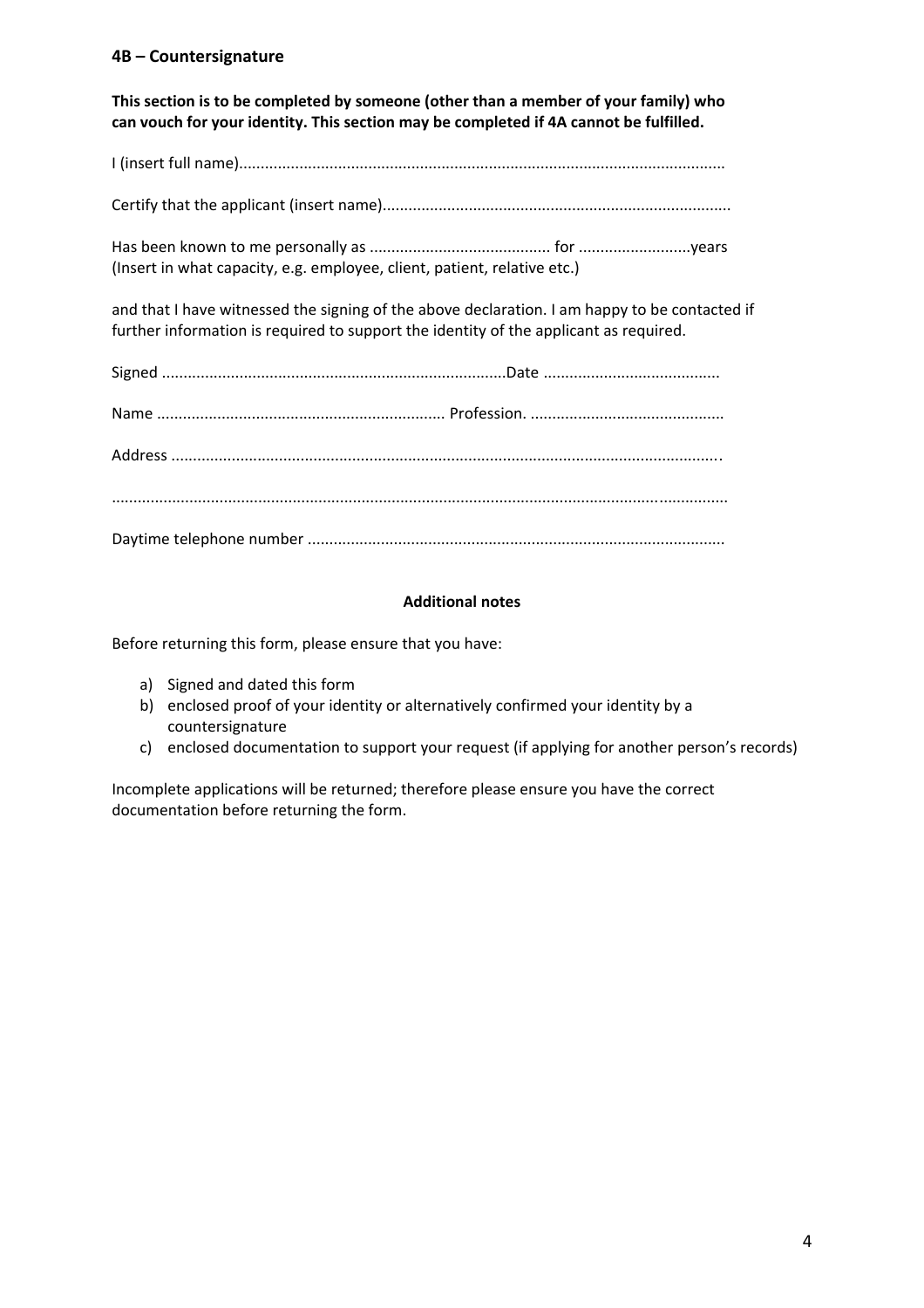### 4B – Countersignature

**This section is to be completed by someone (other than a member of your family) who can vouch for your identity. This section may be completed if 4A cannot be fulfilled.**

I (insert full name)...............................................................................................................

Certify that the applicant (insert name)................................................................................

Has been known to me personally as .......................................... for ..........................years
(Insert in what capacity, e.g. employee, client, patient, relative etc.)

and that I have witnessed the signing of the above declaration. I am happy to be contacted if further information is required to support the identity of the applicant as required.

Signed ...............................................................................Date .........................................

Name .................................................................. Profession. .............................................

Address ..............................................................................................................................

.............................................................................................................................................

Daytime telephone number ................................................................................................

**Additional notes**

Before returning this form, please ensure that you have:

a) Signed and dated this form
b) enclosed proof of your identity or alternatively confirmed your identity by a countersignature
c) enclosed documentation to support your request (if applying for another person's records)

Incomplete applications will be returned; therefore please ensure you have the correct documentation before returning the form.